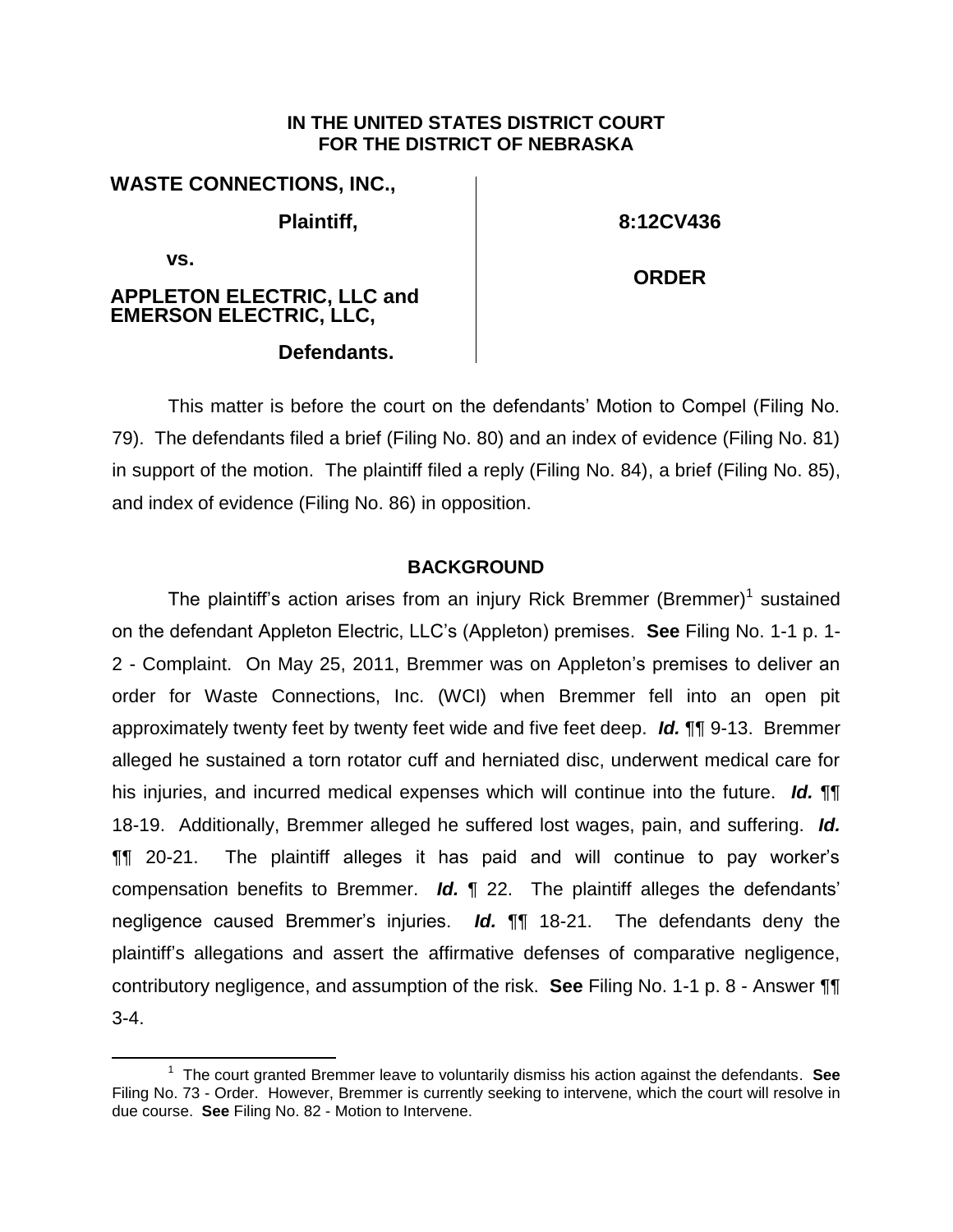**IN THE UNITED STATES DISTRICT COURT FOR THE DISTRICT OF NEBRASKA**

**WASTE CONNECTIONS, INC.,**

**Plaintiff,**

**vs.**

**APPLETON ELECTRIC, LLC and EMERSON ELECTRIC, LLC,**

**Defendants.**

**8:12CV436**

**ORDER**

This matter is before the court on the defendants' Motion to Compel (Filing No. 79). The defendants filed a brief (Filing No. 80) and an index of evidence (Filing No. 81) in support of the motion. The plaintiff filed a reply (Filing No. 84), a brief (Filing No. 85), and index of evidence (Filing No. 86) in opposition.

## BACKGROUND

The plaintiff's action arises from an injury Rick Bremmer (Bremmer)[1] sustained on the defendant Appleton Electric, LLC's (Appleton) premises. **See** Filing No. 1-1 p. 1-2 - Complaint. On May 25, 2011, Bremmer was on Appleton's premises to deliver an order for Waste Connections, Inc. (WCI) when Bremmer fell into an open pit approximately twenty feet by twenty feet wide and five feet deep. ***Id.*** ¶¶ 9-13. Bremmer alleged he sustained a torn rotator cuff and herniated disc, underwent medical care for his injuries, and incurred medical expenses which will continue into the future. ***Id.*** ¶¶ 18-19. Additionally, Bremmer alleged he suffered lost wages, pain, and suffering. ***Id.*** ¶¶ 20-21. The plaintiff alleges it has paid and will continue to pay worker's compensation benefits to Bremmer. ***Id.*** ¶ 22. The plaintiff alleges the defendants' negligence caused Bremmer's injuries. ***Id.*** ¶¶ 18-21. The defendants deny the plaintiff's allegations and assert the affirmative defenses of comparative negligence, contributory negligence, and assumption of the risk. **See** Filing No. 1-1 p. 8 - Answer ¶¶ 3-4.

[1] The court granted Bremmer leave to voluntarily dismiss his action against the defendants. **See** Filing No. 73 - Order. However, Bremmer is currently seeking to intervene, which the court will resolve in due course. **See** Filing No. 82 - Motion to Intervene.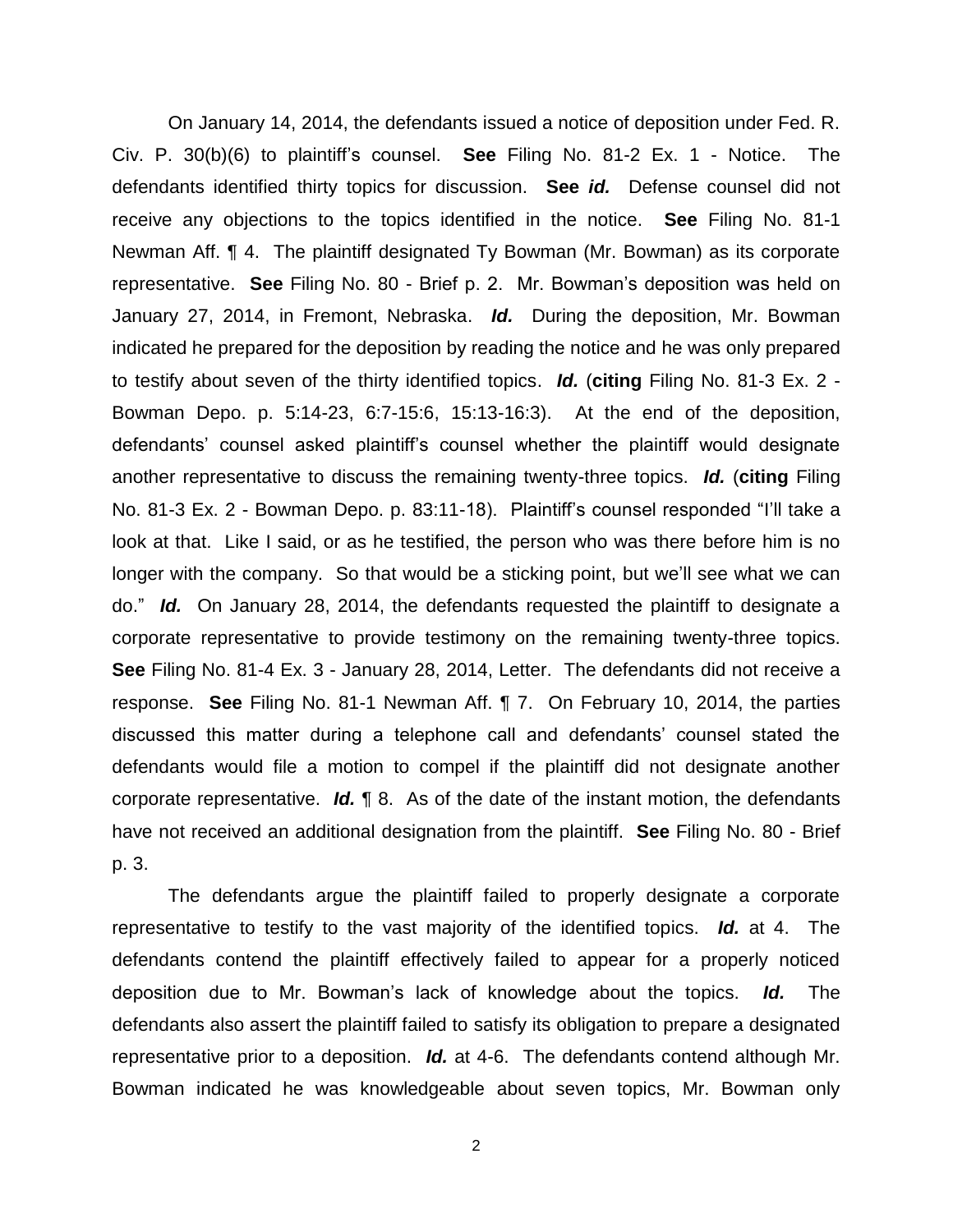On January 14, 2014, the defendants issued a notice of deposition under Fed. R. Civ. P. 30(b)(6) to plaintiff's counsel. **See** Filing No. 81-2 Ex. 1 - Notice. The defendants identified thirty topics for discussion. **See** ***id.*** Defense counsel did not receive any objections to the topics identified in the notice. **See** Filing No. 81-1 Newman Aff. ¶ 4. The plaintiff designated Ty Bowman (Mr. Bowman) as its corporate representative. **See** Filing No. 80 - Brief p. 2. Mr. Bowman's deposition was held on January 27, 2014, in Fremont, Nebraska. ***Id.*** During the deposition, Mr. Bowman indicated he prepared for the deposition by reading the notice and he was only prepared to testify about seven of the thirty identified topics. ***Id.*** (**citing** Filing No. 81-3 Ex. 2 - Bowman Depo. p. 5:14-23, 6:7-15:6, 15:13-16:3). At the end of the deposition, defendants' counsel asked plaintiff's counsel whether the plaintiff would designate another representative to discuss the remaining twenty-three topics. ***Id.*** (**citing** Filing No. 81-3 Ex. 2 - Bowman Depo. p. 83:11-18). Plaintiff's counsel responded "I'll take a look at that. Like I said, or as he testified, the person who was there before him is no longer with the company. So that would be a sticking point, but we'll see what we can do." ***Id.*** On January 28, 2014, the defendants requested the plaintiff to designate a corporate representative to provide testimony on the remaining twenty-three topics. **See** Filing No. 81-4 Ex. 3 - January 28, 2014, Letter. The defendants did not receive a response. **See** Filing No. 81-1 Newman Aff. ¶ 7. On February 10, 2014, the parties discussed this matter during a telephone call and defendants' counsel stated the defendants would file a motion to compel if the plaintiff did not designate another corporate representative. ***Id.*** ¶ 8. As of the date of the instant motion, the defendants have not received an additional designation from the plaintiff. **See** Filing No. 80 - Brief p. 3.

The defendants argue the plaintiff failed to properly designate a corporate representative to testify to the vast majority of the identified topics. ***Id.*** at 4. The defendants contend the plaintiff effectively failed to appear for a properly noticed deposition due to Mr. Bowman's lack of knowledge about the topics. ***Id.*** The defendants also assert the plaintiff failed to satisfy its obligation to prepare a designated representative prior to a deposition. ***Id.*** at 4-6. The defendants contend although Mr. Bowman indicated he was knowledgeable about seven topics, Mr. Bowman only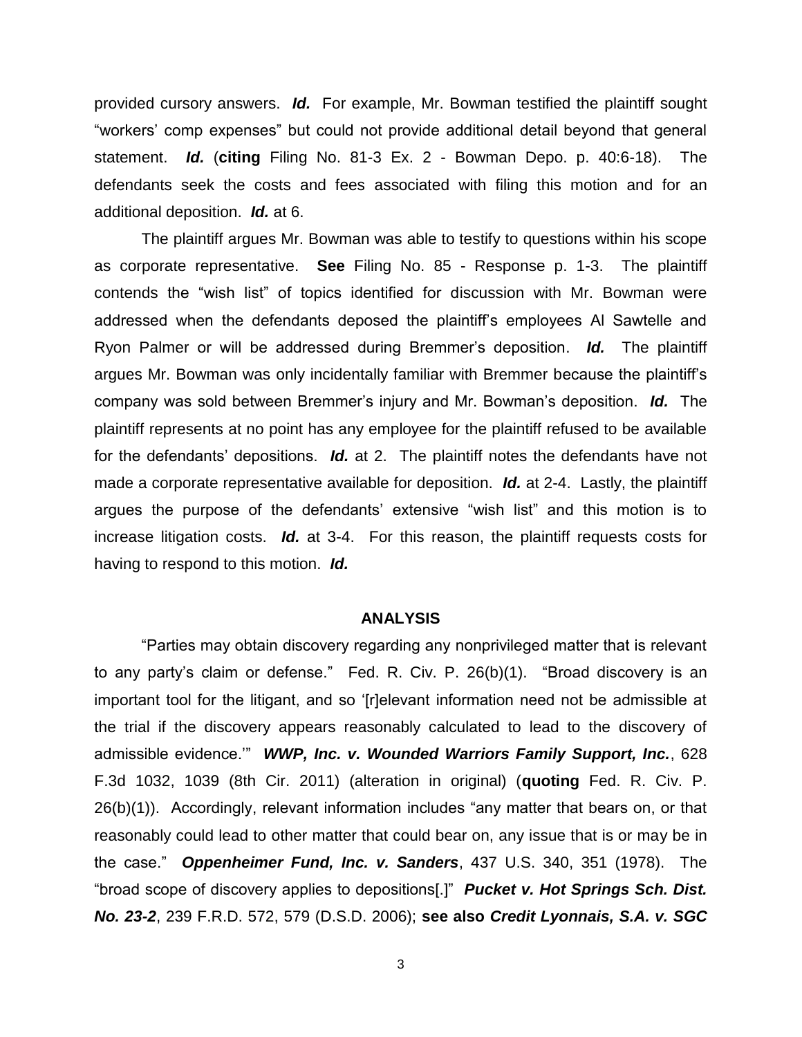provided cursory answers. ***Id.*** For example, Mr. Bowman testified the plaintiff sought "workers' comp expenses" but could not provide additional detail beyond that general statement. ***Id.*** (**citing** Filing No. 81-3 Ex. 2 - Bowman Depo. p. 40:6-18). The defendants seek the costs and fees associated with filing this motion and for an additional deposition. ***Id.*** at 6.

The plaintiff argues Mr. Bowman was able to testify to questions within his scope as corporate representative. **See** Filing No. 85 - Response p. 1-3. The plaintiff contends the "wish list" of topics identified for discussion with Mr. Bowman were addressed when the defendants deposed the plaintiff's employees Al Sawtelle and Ryon Palmer or will be addressed during Bremmer's deposition. ***Id.*** The plaintiff argues Mr. Bowman was only incidentally familiar with Bremmer because the plaintiff's company was sold between Bremmer's injury and Mr. Bowman's deposition. ***Id.*** The plaintiff represents at no point has any employee for the plaintiff refused to be available for the defendants' depositions. ***Id.*** at 2. The plaintiff notes the defendants have not made a corporate representative available for deposition. ***Id.*** at 2-4. Lastly, the plaintiff argues the purpose of the defendants' extensive "wish list" and this motion is to increase litigation costs. ***Id.*** at 3-4. For this reason, the plaintiff requests costs for having to respond to this motion. ***Id.***

## ANALYSIS

"Parties may obtain discovery regarding any nonprivileged matter that is relevant to any party's claim or defense." Fed. R. Civ. P. 26(b)(1). "Broad discovery is an important tool for the litigant, and so '[r]elevant information need not be admissible at the trial if the discovery appears reasonably calculated to lead to the discovery of admissible evidence.'" ***WWP, Inc. v. Wounded Warriors Family Support, Inc.***, 628 F.3d 1032, 1039 (8th Cir. 2011) (alteration in original) (**quoting** Fed. R. Civ. P. 26(b)(1)). Accordingly, relevant information includes "any matter that bears on, or that reasonably could lead to other matter that could bear on, any issue that is or may be in the case." ***Oppenheimer Fund, Inc. v. Sanders***, 437 U.S. 340, 351 (1978). The "broad scope of discovery applies to depositions[.]" ***Pucket v. Hot Springs Sch. Dist. No. 23-2***, 239 F.R.D. 572, 579 (D.S.D. 2006); **see also** ***Credit Lyonnais, S.A. v. SGC***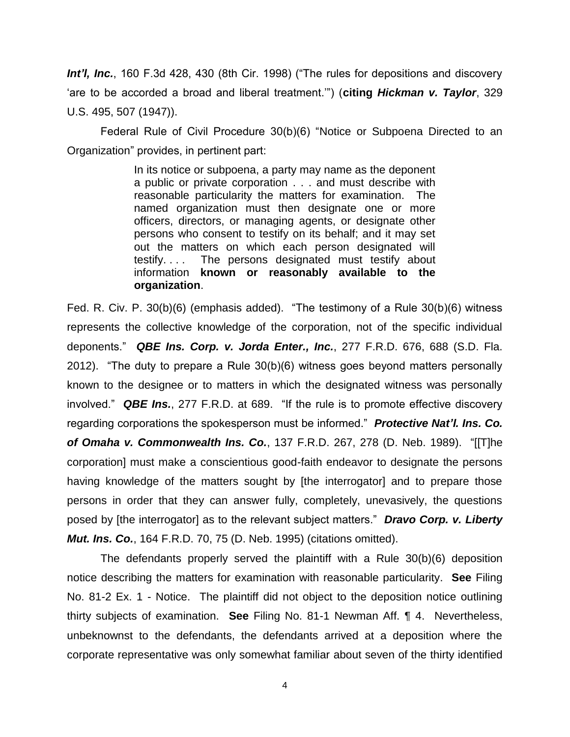***Int'l, Inc.***, 160 F.3d 428, 430 (8th Cir. 1998) ("The rules for depositions and discovery 'are to be accorded a broad and liberal treatment.'") (**citing *Hickman v. Taylor***, 329 U.S. 495, 507 (1947)).

Federal Rule of Civil Procedure 30(b)(6) "Notice or Subpoena Directed to an Organization" provides, in pertinent part:

> In its notice or subpoena, a party may name as the deponent a public or private corporation . . . and must describe with reasonable particularity the matters for examination. The named organization must then designate one or more officers, directors, or managing agents, or designate other persons who consent to testify on its behalf; and it may set out the matters on which each person designated will testify. . . . The persons designated must testify about information **known or reasonably available to the organization**.

Fed. R. Civ. P. 30(b)(6) (emphasis added). "The testimony of a Rule 30(b)(6) witness represents the collective knowledge of the corporation, not of the specific individual deponents." ***QBE Ins. Corp. v. Jorda Enter., Inc.***, 277 F.R.D. 676, 688 (S.D. Fla. 2012). "The duty to prepare a Rule 30(b)(6) witness goes beyond matters personally known to the designee or to matters in which the designated witness was personally involved." ***QBE Ins.***, 277 F.R.D. at 689. "If the rule is to promote effective discovery regarding corporations the spokesperson must be informed." ***Protective Nat'l. Ins. Co. of Omaha v. Commonwealth Ins. Co.***, 137 F.R.D. 267, 278 (D. Neb. 1989). "[[T]he corporation] must make a conscientious good-faith endeavor to designate the persons having knowledge of the matters sought by [the interrogator] and to prepare those persons in order that they can answer fully, completely, unevasively, the questions posed by [the interrogator] as to the relevant subject matters." ***Dravo Corp. v. Liberty Mut. Ins. Co.***, 164 F.R.D. 70, 75 (D. Neb. 1995) (citations omitted).

The defendants properly served the plaintiff with a Rule 30(b)(6) deposition notice describing the matters for examination with reasonable particularity. **See** Filing No. 81-2 Ex. 1 - Notice. The plaintiff did not object to the deposition notice outlining thirty subjects of examination. **See** Filing No. 81-1 Newman Aff. ¶ 4. Nevertheless, unbeknownst to the defendants, the defendants arrived at a deposition where the corporate representative was only somewhat familiar about seven of the thirty identified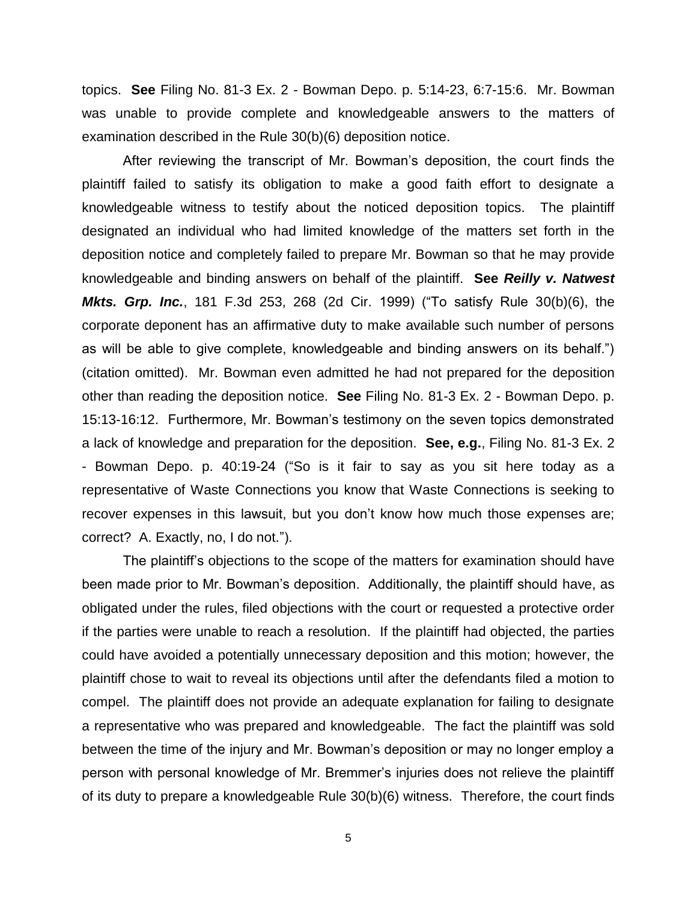topics. **See** Filing No. 81-3 Ex. 2 - Bowman Depo. p. 5:14-23, 6:7-15:6. Mr. Bowman was unable to provide complete and knowledgeable answers to the matters of examination described in the Rule 30(b)(6) deposition notice.

After reviewing the transcript of Mr. Bowman's deposition, the court finds the plaintiff failed to satisfy its obligation to make a good faith effort to designate a knowledgeable witness to testify about the noticed deposition topics. The plaintiff designated an individual who had limited knowledge of the matters set forth in the deposition notice and completely failed to prepare Mr. Bowman so that he may provide knowledgeable and binding answers on behalf of the plaintiff. **See *Reilly v. Natwest Mkts. Grp. Inc.***, 181 F.3d 253, 268 (2d Cir. 1999) ("To satisfy Rule 30(b)(6), the corporate deponent has an affirmative duty to make available such number of persons as will be able to give complete, knowledgeable and binding answers on its behalf.") (citation omitted). Mr. Bowman even admitted he had not prepared for the deposition other than reading the deposition notice. **See** Filing No. 81-3 Ex. 2 - Bowman Depo. p. 15:13-16:12. Furthermore, Mr. Bowman's testimony on the seven topics demonstrated a lack of knowledge and preparation for the deposition. **See, e.g.**, Filing No. 81-3 Ex. 2 - Bowman Depo. p. 40:19-24 ("So is it fair to say as you sit here today as a representative of Waste Connections you know that Waste Connections is seeking to recover expenses in this lawsuit, but you don't know how much those expenses are; correct? A. Exactly, no, I do not.").

The plaintiff's objections to the scope of the matters for examination should have been made prior to Mr. Bowman's deposition. Additionally, the plaintiff should have, as obligated under the rules, filed objections with the court or requested a protective order if the parties were unable to reach a resolution. If the plaintiff had objected, the parties could have avoided a potentially unnecessary deposition and this motion; however, the plaintiff chose to wait to reveal its objections until after the defendants filed a motion to compel. The plaintiff does not provide an adequate explanation for failing to designate a representative who was prepared and knowledgeable. The fact the plaintiff was sold between the time of the injury and Mr. Bowman's deposition or may no longer employ a person with personal knowledge of Mr. Bremmer's injuries does not relieve the plaintiff of its duty to prepare a knowledgeable Rule 30(b)(6) witness. Therefore, the court finds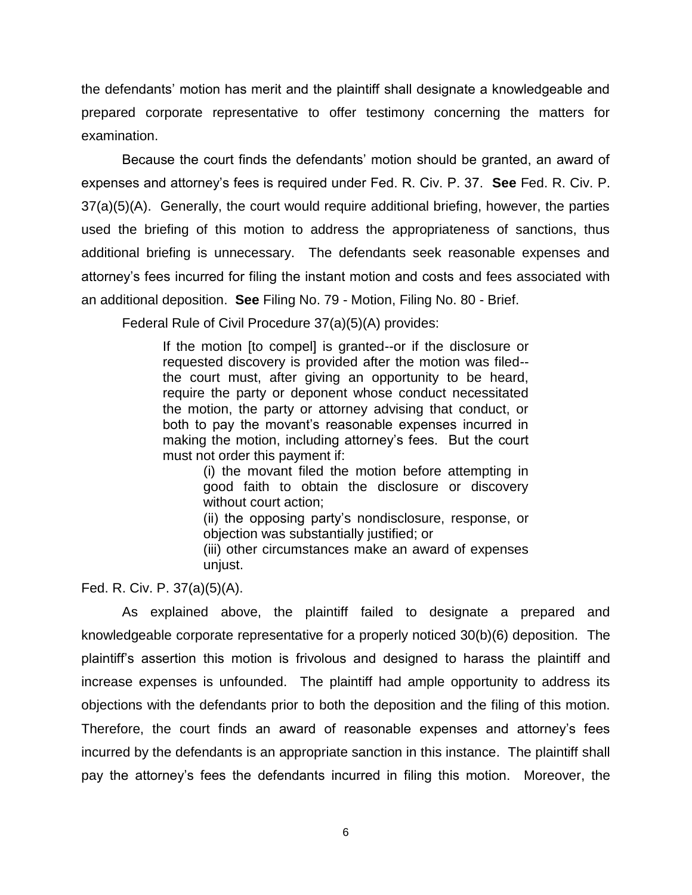the defendants' motion has merit and the plaintiff shall designate a knowledgeable and prepared corporate representative to offer testimony concerning the matters for examination.

Because the court finds the defendants' motion should be granted, an award of expenses and attorney's fees is required under Fed. R. Civ. P. 37. **See** Fed. R. Civ. P. 37(a)(5)(A). Generally, the court would require additional briefing, however, the parties used the briefing of this motion to address the appropriateness of sanctions, thus additional briefing is unnecessary. The defendants seek reasonable expenses and attorney's fees incurred for filing the instant motion and costs and fees associated with an additional deposition. **See** Filing No. 79 - Motion, Filing No. 80 - Brief.

Federal Rule of Civil Procedure 37(a)(5)(A) provides:

> If the motion [to compel] is granted--or if the disclosure or requested discovery is provided after the motion was filed--the court must, after giving an opportunity to be heard, require the party or deponent whose conduct necessitated the motion, the party or attorney advising that conduct, or both to pay the movant's reasonable expenses incurred in making the motion, including attorney's fees. But the court must not order this payment if:
>
> > (i) the movant filed the motion before attempting in good faith to obtain the disclosure or discovery without court action;
> >
> > (ii) the opposing party's nondisclosure, response, or objection was substantially justified; or
> >
> > (iii) other circumstances make an award of expenses unjust.

Fed. R. Civ. P. 37(a)(5)(A).

As explained above, the plaintiff failed to designate a prepared and knowledgeable corporate representative for a properly noticed 30(b)(6) deposition. The plaintiff's assertion this motion is frivolous and designed to harass the plaintiff and increase expenses is unfounded. The plaintiff had ample opportunity to address its objections with the defendants prior to both the deposition and the filing of this motion. Therefore, the court finds an award of reasonable expenses and attorney's fees incurred by the defendants is an appropriate sanction in this instance. The plaintiff shall pay the attorney's fees the defendants incurred in filing this motion. Moreover, the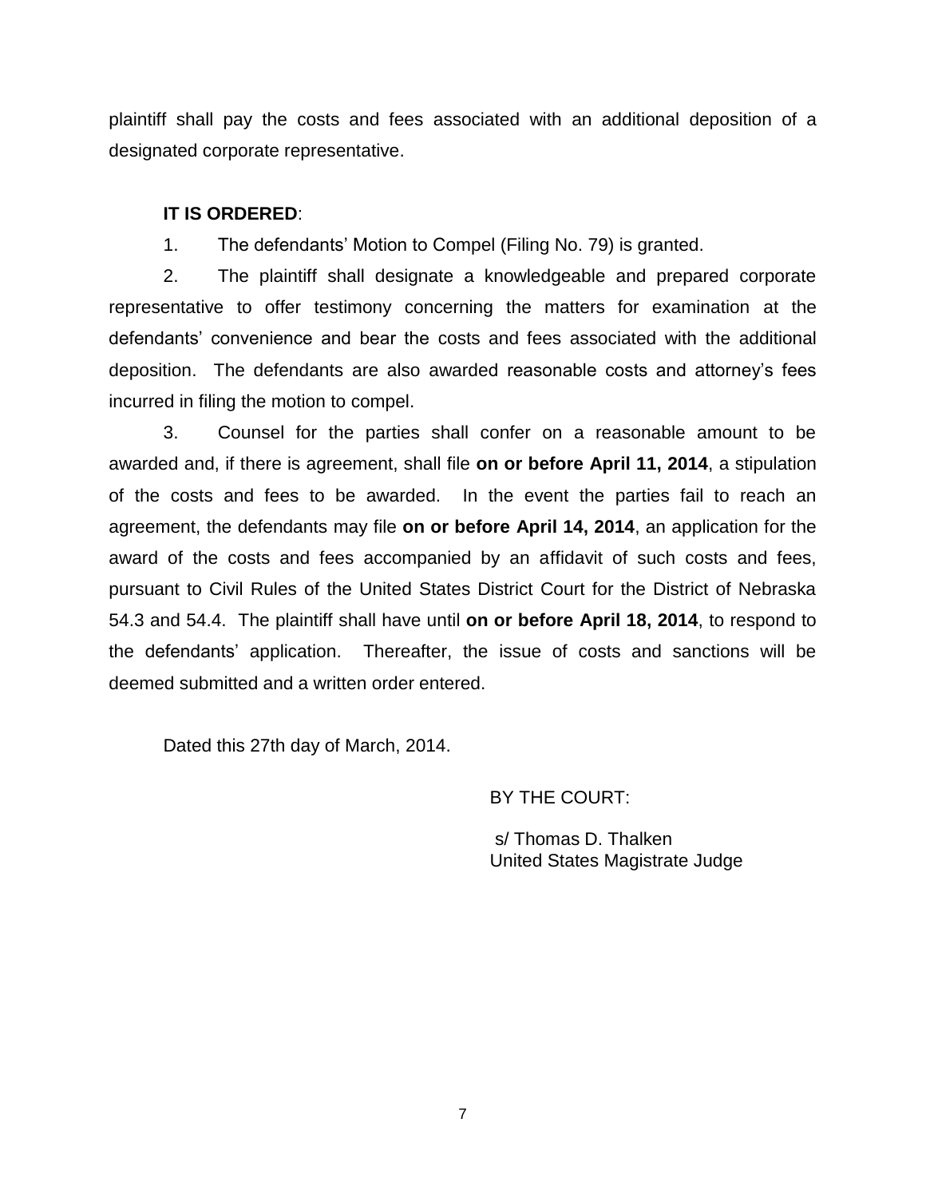plaintiff shall pay the costs and fees associated with an additional deposition of a designated corporate representative.

**IT IS ORDERED**:

1. The defendants' Motion to Compel (Filing No. 79) is granted.

2. The plaintiff shall designate a knowledgeable and prepared corporate representative to offer testimony concerning the matters for examination at the defendants' convenience and bear the costs and fees associated with the additional deposition. The defendants are also awarded reasonable costs and attorney's fees incurred in filing the motion to compel.

3. Counsel for the parties shall confer on a reasonable amount to be awarded and, if there is agreement, shall file **on or before April 11, 2014**, a stipulation of the costs and fees to be awarded. In the event the parties fail to reach an agreement, the defendants may file **on or before April 14, 2014**, an application for the award of the costs and fees accompanied by an affidavit of such costs and fees, pursuant to Civil Rules of the United States District Court for the District of Nebraska 54.3 and 54.4. The plaintiff shall have until **on or before April 18, 2014**, to respond to the defendants' application. Thereafter, the issue of costs and sanctions will be deemed submitted and a written order entered.

Dated this 27th day of March, 2014.

BY THE COURT:

s/ Thomas D. Thalken
United States Magistrate Judge